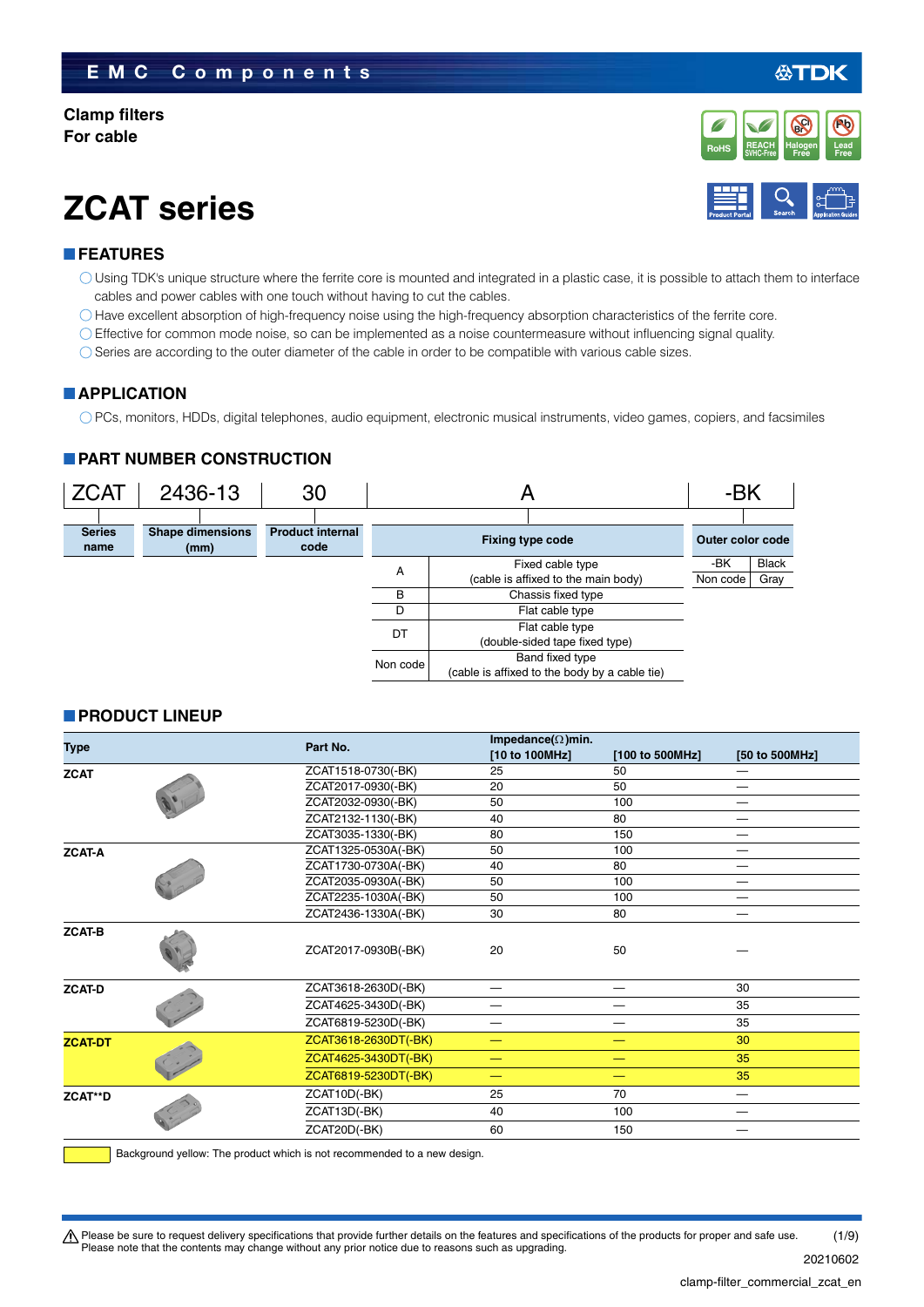EMC Components

**Clamp filters**
**For cable**

# ZCAT series

## FEATURES

- ◯ Using TDK's unique structure where the ferrite core is mounted and integrated in a plastic case, it is possible to attach them to interface cables and power cables with one touch without having to cut the cables.
- ◯ Have excellent absorption of high-frequency noise using the high-frequency absorption characteristics of the ferrite core.
- ◯ Effective for common mode noise, so can be implemented as a noise countermeasure without influencing signal quality.
- ◯ Series are according to the outer diameter of the cable in order to be compatible with various cable sizes.

## APPLICATION

- ◯ PCs, monitors, HDDs, digital telephones, audio equipment, electronic musical instruments, video games, copiers, and facsimiles

## PART NUMBER CONSTRUCTION

| ZCAT | 2436-13 | 30 | A | -BK |
|---|---|---|---|---|
| Series name | Shape dimensions (mm) | Product internal code | Fixing type code | Outer color code |

**Fixing type code**

| Code | Description |
|---|---|
| A | Fixed cable type (cable is affixed to the main body) |
| B | Chassis fixed type |
| D | Flat cable type |
| DT | Flat cable type (double-sided tape fixed type) |
| Non code | Band fixed type (cable is affixed to the body by a cable tie) |

**Outer color code**

| Code | Color |
|---|---|
| -BK | Black |
| Non code | Gray |

## PRODUCT LINEUP

| Type | Part No. | Impedance(Ω)min. [10 to 100MHz] | [100 to 500MHz] | [50 to 500MHz] |
|---|---|---|---|---|
| ZCAT | ZCAT1518-0730(-BK) | 25 | 50 | — |
| | ZCAT2017-0930(-BK) | 20 | 50 | — |
| | ZCAT2032-0930(-BK) | 50 | 100 | — |
| | ZCAT2132-1130(-BK) | 40 | 80 | — |
| | ZCAT3035-1330(-BK) | 80 | 150 | — |
| ZCAT-A | ZCAT1325-0530A(-BK) | 50 | 100 | — |
| | ZCAT1730-0730A(-BK) | 40 | 80 | — |
| | ZCAT2035-0930A(-BK) | 50 | 100 | — |
| | ZCAT2235-1030A(-BK) | 50 | 100 | — |
| | ZCAT2436-1330A(-BK) | 30 | 80 | — |
| ZCAT-B | ZCAT2017-0930B(-BK) | 20 | 50 | — |
| ZCAT-D | ZCAT3618-2630D(-BK) | — | — | 30 |
| | ZCAT4625-3430D(-BK) | — | — | 35 |
| | ZCAT6819-5230D(-BK) | — | — | 35 |
| ZCAT-DT | ZCAT3618-2630DT(-BK) | — | — | 30 |
| | ZCAT4625-3430DT(-BK) | — | — | 35 |
| | ZCAT6819-5230DT(-BK) | — | — | 35 |
| ZCAT**D | ZCAT10D(-BK) | 25 | 70 | — |
| | ZCAT13D(-BK) | 40 | 100 | — |
| | ZCAT20D(-BK) | 60 | 150 | — |

Background yellow: The product which is not recommended to a new design. (ZCAT-DT rows)

⚠ Please be sure to request delivery specifications that provide further details on the features and specifications of the products for proper and safe use.
Please note that the contents may change without any prior notice due to reasons such as upgrading.

20210602
clamp-filter_commercial_zcat_en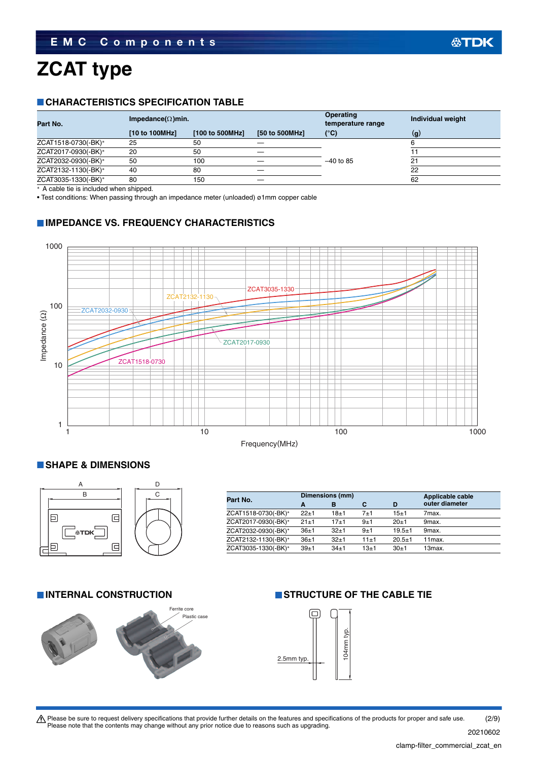# ZCAT type

## CHARACTERISTICS SPECIFICATION TABLE

| Part No. | Impedance(Ω)min. [10 to 100MHz] | [100 to 500MHz] | [50 to 500MHz] | Operating temperature range (°C) | Individual weight (g) |
|---|---|---|---|---|---|
| ZCAT1518-0730(-BK)* | 25 | 50 | — | –40 to 85 | 6 |
| ZCAT2017-0930(-BK)* | 20 | 50 | — | | 11 |
| ZCAT2032-0930(-BK)* | 50 | 100 | — | | 21 |
| ZCAT2132-1130(-BK)* | 40 | 80 | — | | 22 |
| ZCAT3035-1330(-BK)* | 80 | 150 | — | | 62 |

* A cable tie is included when shipped.

• Test conditions: When passing through an impedance meter (unloaded) ø1mm copper cable

## IMPEDANCE VS. FREQUENCY CHARACTERISTICS

## SHAPE & DIMENSIONS

| Part No. | Dimensions (mm) A | B | C | D | Applicable cable outer diameter |
|---|---|---|---|---|---|
| ZCAT1518-0730(-BK)* | 22±1 | 18±1 | 7±1 | 15±1 | 7max. |
| ZCAT2017-0930(-BK)* | 21±1 | 17±1 | 9±1 | 20±1 | 9max. |
| ZCAT2032-0930(-BK)* | 36±1 | 32±1 | 9±1 | 19.5±1 | 9max. |
| ZCAT2132-1130(-BK)* | 36±1 | 32±1 | 11±1 | 20.5±1 | 11max. |
| ZCAT3035-1330(-BK)* | 39±1 | 34±1 | 13±1 | 30±1 | 13max. |

## INTERNAL CONSTRUCTION

## STRUCTURE OF THE CABLE TIE

⚠ Please be sure to request delivery specifications that provide further details on the features and specifications of the products for proper and safe use.
Please note that the contents may change without any prior notice due to reasons such as upgrading.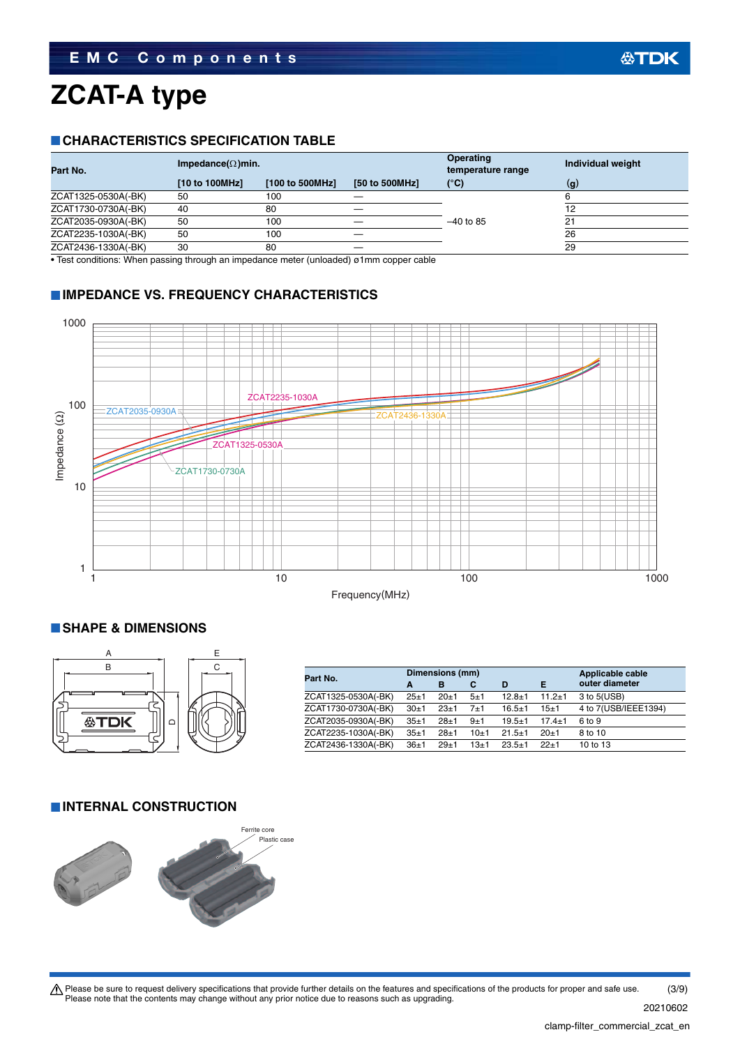# ZCAT-A type

## CHARACTERISTICS SPECIFICATION TABLE

| Part No. | Impedance(Ω)min. | | | Operating temperature range | Individual weight |
|---|---|---|---|---|---|
| | [10 to 100MHz] | [100 to 500MHz] | [50 to 500MHz] | (°C) | (g) |
| ZCAT1325-0530A(-BK) | 50 | 100 | — | –40 to 85 | 6 |
| ZCAT1730-0730A(-BK) | 40 | 80 | — | –40 to 85 | 12 |
| ZCAT2035-0930A(-BK) | 50 | 100 | — | –40 to 85 | 21 |
| ZCAT2235-1030A(-BK) | 50 | 100 | — | –40 to 85 | 26 |
| ZCAT2436-1330A(-BK) | 30 | 80 | — | –40 to 85 | 29 |

• Test conditions: When passing through an impedance meter (unloaded) ø1mm copper cable

## IMPEDANCE VS. FREQUENCY CHARACTERISTICS

## SHAPE & DIMENSIONS

| Part No. | Dimensions (mm) | | | | | Applicable cable outer diameter |
|---|---|---|---|---|---|---|
| | A | B | C | D | E | |
| ZCAT1325-0530A(-BK) | 25±1 | 20±1 | 5±1 | 12.8±1 | 11.2±1 | 3 to 5(USB) |
| ZCAT1730-0730A(-BK) | 30±1 | 23±1 | 7±1 | 16.5±1 | 15±1 | 4 to 7(USB/IEEE1394) |
| ZCAT2035-0930A(-BK) | 35±1 | 28±1 | 9±1 | 19.5±1 | 17.4±1 | 6 to 9 |
| ZCAT2235-1030A(-BK) | 35±1 | 28±1 | 10±1 | 21.5±1 | 20±1 | 8 to 10 |
| ZCAT2436-1330A(-BK) | 36±1 | 29±1 | 13±1 | 23.5±1 | 22±1 | 10 to 13 |

## INTERNAL CONSTRUCTION

Ferrite core

Plastic case

⚠ Please be sure to request delivery specifications that provide further details on the features and specifications of the products for proper and safe use. Please note that the contents may change without any prior notice due to reasons such as upgrading.

20210602

clamp-filter_commercial_zcat_en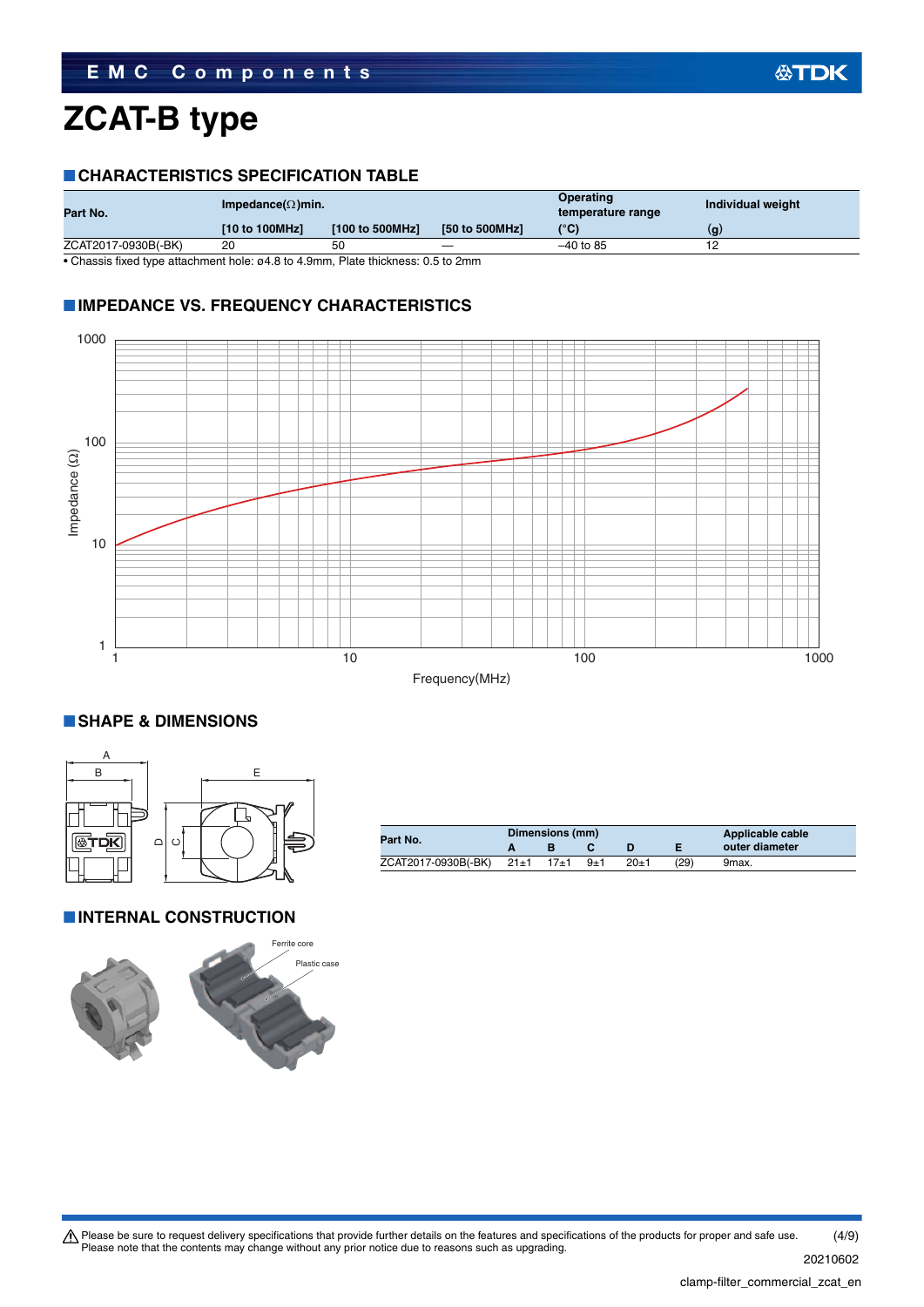# ZCAT-B type

## CHARACTERISTICS SPECIFICATION TABLE

| Part No. | Impedance(Ω)min. | | | Operating temperature range | Individual weight |
|---|---|---|---|---|---|
| | [10 to 100MHz] | [100 to 500MHz] | [50 to 500MHz] | (°C) | (g) |
| ZCAT2017-0930B(-BK) | 20 | 50 | — | –40 to 85 | 12 |

• Chassis fixed type attachment hole: ø4.8 to 4.9mm, Plate thickness: 0.5 to 2mm

## IMPEDANCE VS. FREQUENCY CHARACTERISTICS

## SHAPE & DIMENSIONS

| Part No. | Dimensions (mm) | | | | | Applicable cable outer diameter |
|---|---|---|---|---|---|---|
| | A | B | C | D | E | |
| ZCAT2017-0930B(-BK) | 21±1 | 17±1 | 9±1 | 20±1 | (29) | 9max. |

## INTERNAL CONSTRUCTION

Ferrite core

Plastic case

⚠ Please be sure to request delivery specifications that provide further details on the features and specifications of the products for proper and safe use.
Please note that the contents may change without any prior notice due to reasons such as upgrading.

20210602

clamp-filter_commercial_zcat_en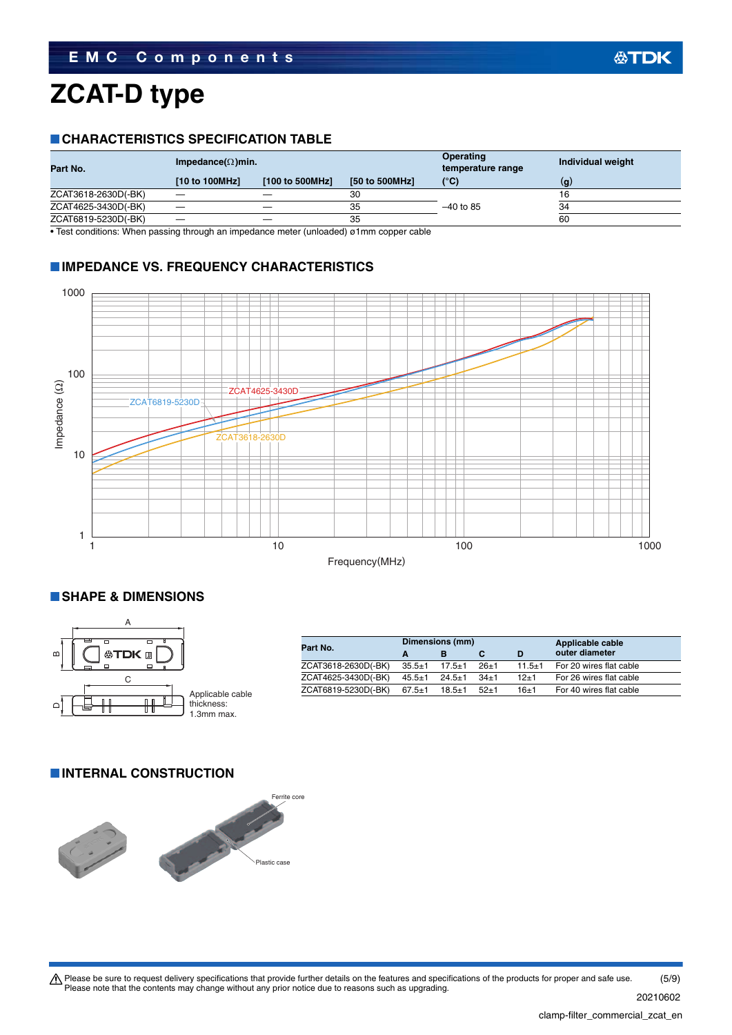# ZCAT-D type

## CHARACTERISTICS SPECIFICATION TABLE

| Part No. | Impedance(Ω)min. | | | Operating temperature range | Individual weight |
|---|---|---|---|---|---|
| | [10 to 100MHz] | [100 to 500MHz] | [50 to 500MHz] | (°C) | (g) |
| ZCAT3618-2630D(-BK) | — | — | 30 | –40 to 85 | 16 |
| ZCAT4625-3430D(-BK) | — | — | 35 | –40 to 85 | 34 |
| ZCAT6819-5230D(-BK) | — | — | 35 | –40 to 85 | 60 |

• Test conditions: When passing through an impedance meter (unloaded) ø1mm copper cable

## IMPEDANCE VS. FREQUENCY CHARACTERISTICS

## SHAPE & DIMENSIONS

Applicable cable thickness: 1.3mm max.

| Part No. | Dimensions (mm) | | | | Applicable cable outer diameter |
|---|---|---|---|---|---|
| | A | B | C | D | |
| ZCAT3618-2630D(-BK) | 35.5±1 | 17.5±1 | 26±1 | 11.5±1 | For 20 wires flat cable |
| ZCAT4625-3430D(-BK) | 45.5±1 | 24.5±1 | 34±1 | 12±1 | For 26 wires flat cable |
| ZCAT6819-5230D(-BK) | 67.5±1 | 18.5±1 | 52±1 | 16±1 | For 40 wires flat cable |

## INTERNAL CONSTRUCTION

Ferrite core

Plastic case

⚠ Please be sure to request delivery specifications that provide further details on the features and specifications of the products for proper and safe use.
Please note that the contents may change without any prior notice due to reasons such as upgrading.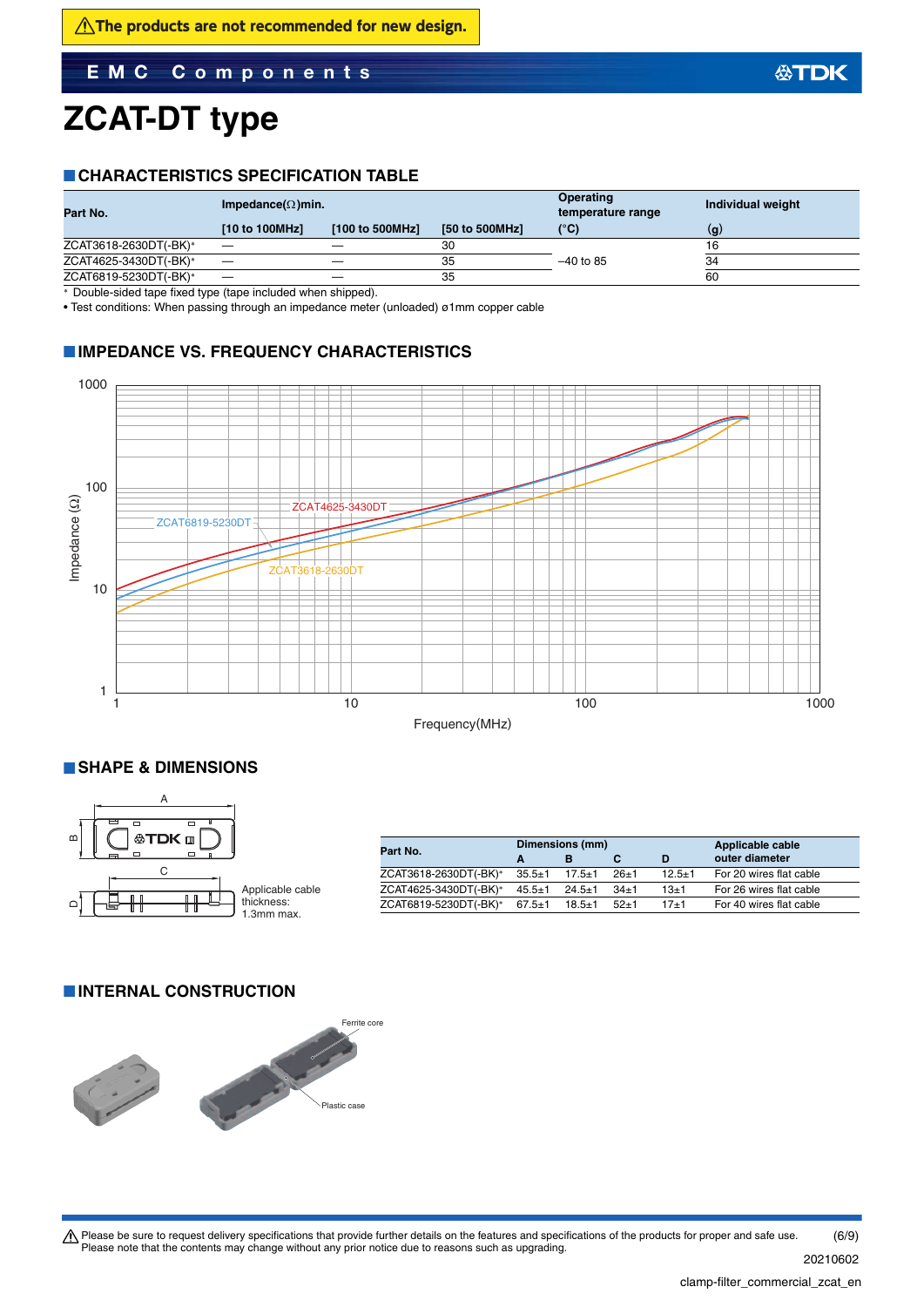⚠The products are not recommended for new design.

# ZCAT-DT type

## CHARACTERISTICS SPECIFICATION TABLE

| Part No. | Impedance(Ω)min. | | | Operating temperature range | Individual weight |
|---|---|---|---|---|---|
| | [10 to 100MHz] | [100 to 500MHz] | [50 to 500MHz] | (°C) | (g) |
| ZCAT3618-2630DT(-BK)* | — | — | 30 | –40 to 85 | 16 |
| ZCAT4625-3430DT(-BK)* | — | — | 35 | –40 to 85 | 34 |
| ZCAT6819-5230DT(-BK)* | — | — | 35 | –40 to 85 | 60 |

\* Double-sided tape fixed type (tape included when shipped).

• Test conditions: When passing through an impedance meter (unloaded) ø1mm copper cable

## IMPEDANCE VS. FREQUENCY CHARACTERISTICS

Impedance (Ω): 1, 10, 100, 1000

Frequency(MHz): 1, 10, 100, 1000

ZCAT4625-3430DT, ZCAT6819-5230DT, ZCAT3618-2630DT

## SHAPE & DIMENSIONS

A, B, C, D

Applicable cable thickness: 1.3mm max.

| Part No. | Dimensions (mm) | | | | Applicable cable |
|---|---|---|---|---|---|
| | A | B | C | D | outer diameter |
| ZCAT3618-2630DT(-BK)* | 35.5±1 | 17.5±1 | 26±1 | 12.5±1 | For 20 wires flat cable |
| ZCAT4625-3430DT(-BK)* | 45.5±1 | 24.5±1 | 34±1 | 13±1 | For 26 wires flat cable |
| ZCAT6819-5230DT(-BK)* | 67.5±1 | 18.5±1 | 52±1 | 17±1 | For 40 wires flat cable |

## INTERNAL CONSTRUCTION

Ferrite core

Plastic case

⚠ Please be sure to request delivery specifications that provide further details on the features and specifications of the products for proper and safe use. Please note that the contents may change without any prior notice due to reasons such as upgrading.

20210602

clamp-filter_commercial_zcat_en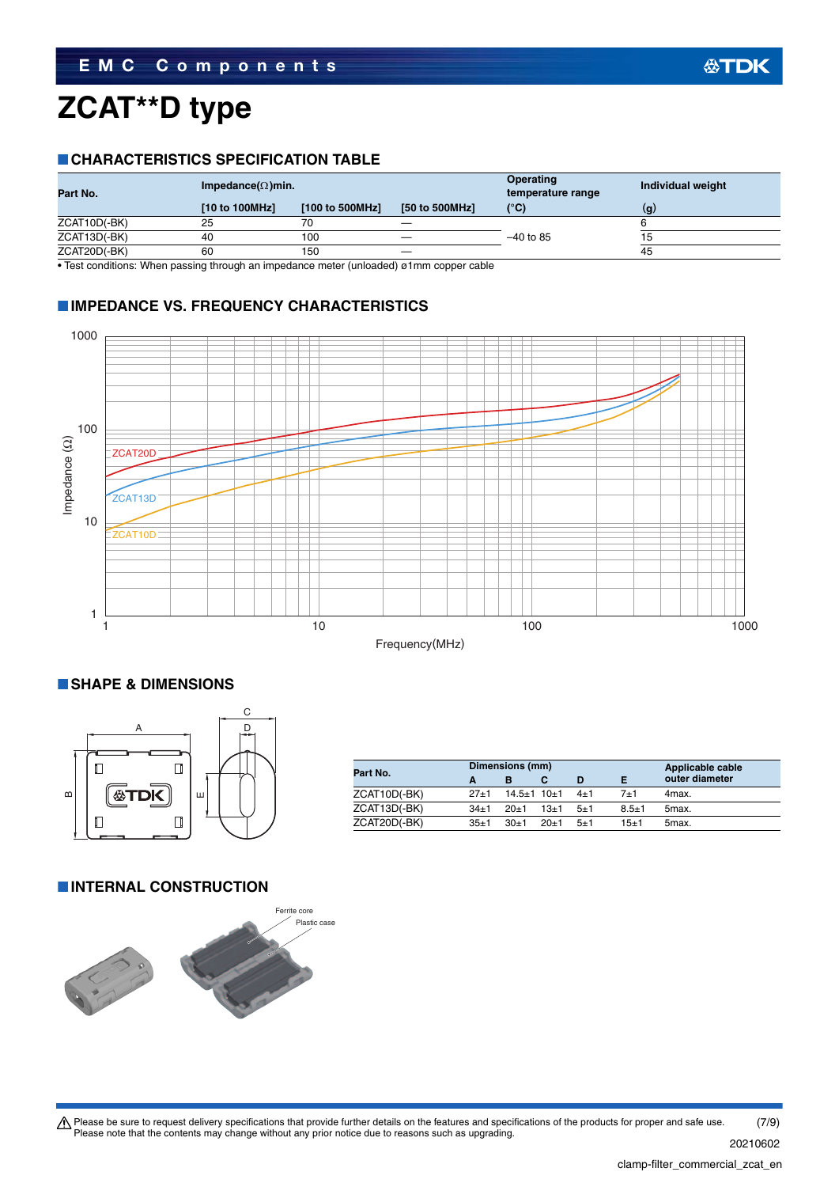# ZCAT**D type

## CHARACTERISTICS SPECIFICATION TABLE

| Part No. | Impedance(Ω)min. [10 to 100MHz] | Impedance(Ω)min. [100 to 500MHz] | Impedance(Ω)min. [50 to 500MHz] | Operating temperature range (°C) | Individual weight (g) |
|---|---|---|---|---|---|
| ZCAT10D(-BK) | 25 | 70 | — | –40 to 85 | 6 |
| ZCAT13D(-BK) | 40 | 100 | — | –40 to 85 | 15 |
| ZCAT20D(-BK) | 60 | 150 | — | –40 to 85 | 45 |

• Test conditions: When passing through an impedance meter (unloaded) ø1mm copper cable

## IMPEDANCE VS. FREQUENCY CHARACTERISTICS

## SHAPE & DIMENSIONS

| Part No. | Dimensions (mm) A | B | C | D | E | Applicable cable outer diameter |
|---|---|---|---|---|---|---|
| ZCAT10D(-BK) | 27±1 | 14.5±1 | 10±1 | 4±1 | 7±1 | 4max. |
| ZCAT13D(-BK) | 34±1 | 20±1 | 13±1 | 5±1 | 8.5±1 | 5max. |
| ZCAT20D(-BK) | 35±1 | 30±1 | 20±1 | 5±1 | 15±1 | 5max. |

## INTERNAL CONSTRUCTION

⚠ Please be sure to request delivery specifications that provide further details on the features and specifications of the products for proper and safe use.
Please note that the contents may change without any prior notice due to reasons such as upgrading.

20210602

clamp-filter_commercial_zcat_en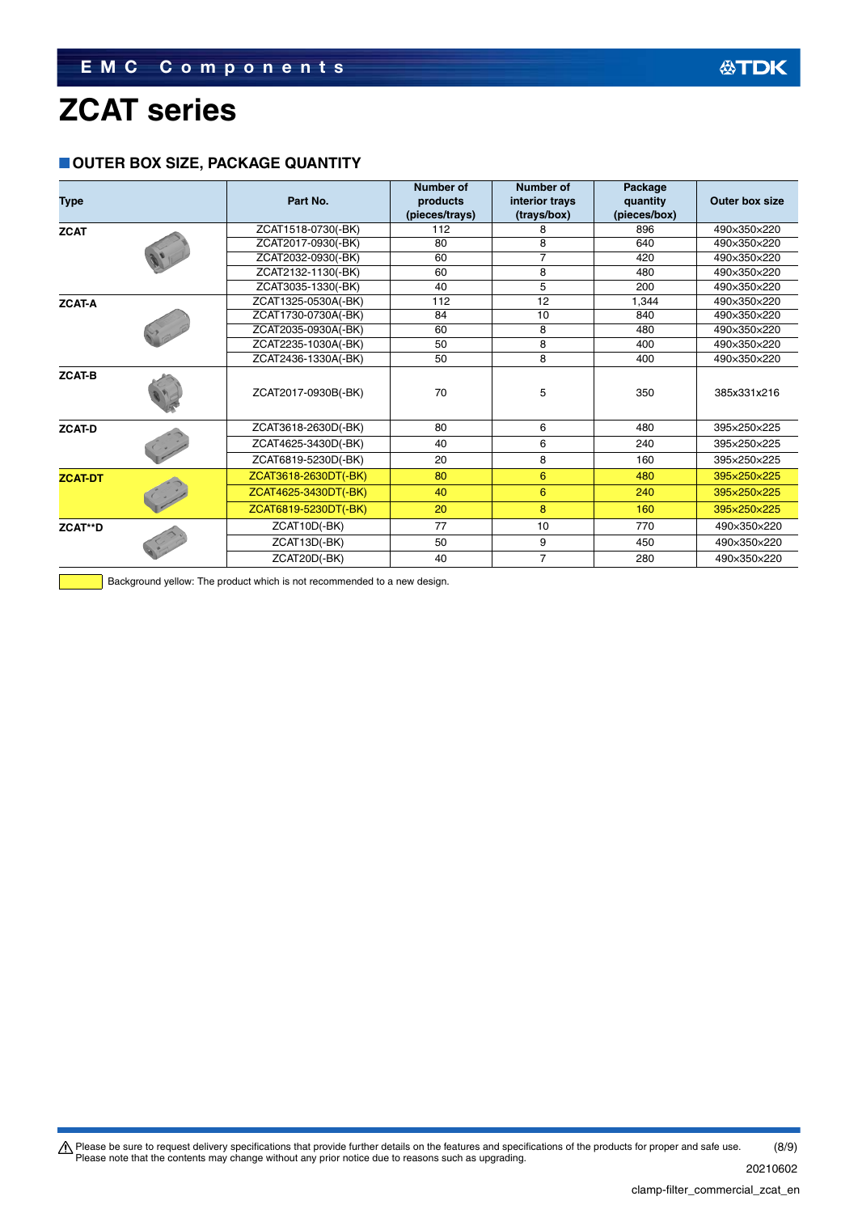# ZCAT series

## ■ OUTER BOX SIZE, PACKAGE QUANTITY

| Type | Part No. | Number of products (pieces/trays) | Number of interior trays (trays/box) | Package quantity (pieces/box) | Outer box size |
|---|---|---|---|---|---|
| ZCAT | ZCAT1518-0730(-BK) | 112 | 8 | 896 | 490×350×220 |
| | ZCAT2017-0930(-BK) | 80 | 8 | 640 | 490×350×220 |
| | ZCAT2032-0930(-BK) | 60 | 7 | 420 | 490×350×220 |
| | ZCAT2132-1130(-BK) | 60 | 8 | 480 | 490×350×220 |
| | ZCAT3035-1330(-BK) | 40 | 5 | 200 | 490×350×220 |
| ZCAT-A | ZCAT1325-0530A(-BK) | 112 | 12 | 1,344 | 490×350×220 |
| | ZCAT1730-0730A(-BK) | 84 | 10 | 840 | 490×350×220 |
| | ZCAT2035-0930A(-BK) | 60 | 8 | 480 | 490×350×220 |
| | ZCAT2235-1030A(-BK) | 50 | 8 | 400 | 490×350×220 |
| | ZCAT2436-1330A(-BK) | 50 | 8 | 400 | 490×350×220 |
| ZCAT-B | ZCAT2017-0930B(-BK) | 70 | 5 | 350 | 385x331x216 |
| ZCAT-D | ZCAT3618-2630D(-BK) | 80 | 6 | 480 | 395×250×225 |
| | ZCAT4625-3430D(-BK) | 40 | 6 | 240 | 395×250×225 |
| | ZCAT6819-5230D(-BK) | 20 | 8 | 160 | 395×250×225 |
| ZCAT-DT | ZCAT3618-2630DT(-BK) | 80 | 6 | 480 | 395×250×225 |
| | ZCAT4625-3430DT(-BK) | 40 | 6 | 240 | 395×250×225 |
| | ZCAT6819-5230DT(-BK) | 20 | 8 | 160 | 395×250×225 |
| ZCAT**D | ZCAT10D(-BK) | 77 | 10 | 770 | 490×350×220 |
| | ZCAT13D(-BK) | 50 | 9 | 450 | 490×350×220 |
| | ZCAT20D(-BK) | 40 | 7 | 280 | 490×350×220 |

Background yellow: The product which is not recommended to a new design.

⚠ Please be sure to request delivery specifications that provide further details on the features and specifications of the products for proper and safe use.
Please note that the contents may change without any prior notice due to reasons such as upgrading.

20210602

clamp-filter_commercial_zcat_en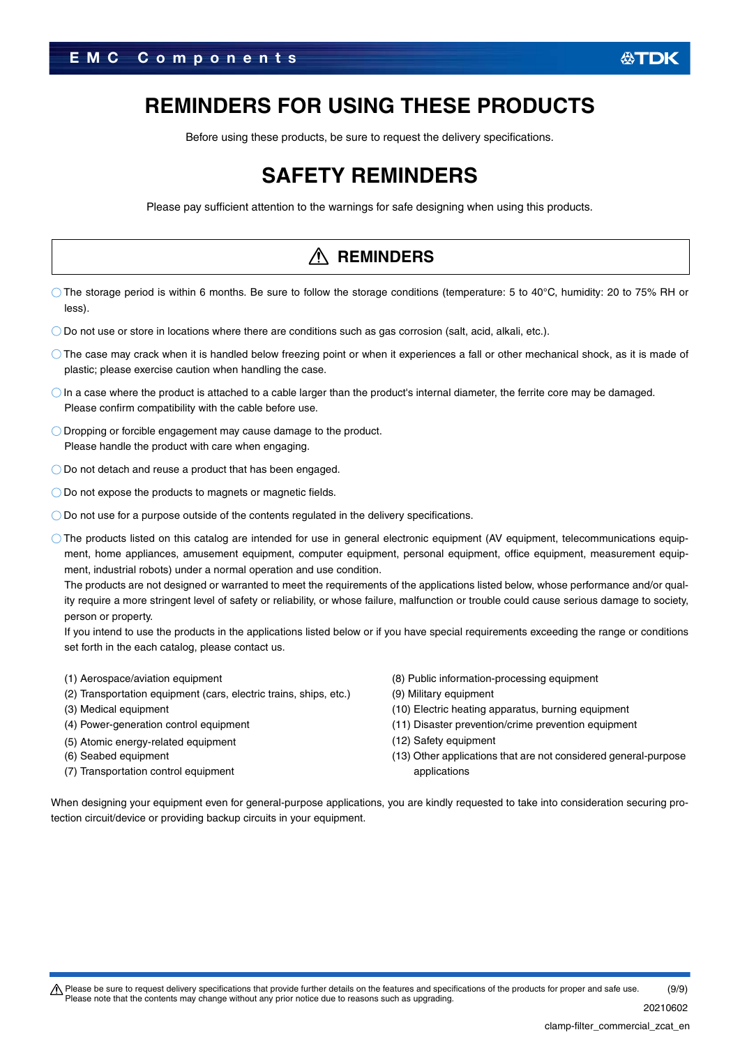# REMINDERS FOR USING THESE PRODUCTS

Before using these products, be sure to request the delivery specifications.

# SAFETY REMINDERS

Please pay sufficient attention to the warnings for safe designing when using this products.

## ⚠ REMINDERS

- The storage period is within 6 months. Be sure to follow the storage conditions (temperature: 5 to 40°C, humidity: 20 to 75% RH or less).
- Do not use or store in locations where there are conditions such as gas corrosion (salt, acid, alkali, etc.).
- The case may crack when it is handled below freezing point or when it experiences a fall or other mechanical shock, as it is made of plastic; please exercise caution when handling the case.
- In a case where the product is attached to a cable larger than the product's internal diameter, the ferrite core may be damaged. Please confirm compatibility with the cable before use.
- Dropping or forcible engagement may cause damage to the product. Please handle the product with care when engaging.
- Do not detach and reuse a product that has been engaged.
- Do not expose the products to magnets or magnetic fields.
- Do not use for a purpose outside of the contents regulated in the delivery specifications.
- The products listed on this catalog are intended for use in general electronic equipment (AV equipment, telecommunications equipment, home appliances, amusement equipment, computer equipment, personal equipment, office equipment, measurement equipment, industrial robots) under a normal operation and use condition.

  The products are not designed or warranted to meet the requirements of the applications listed below, whose performance and/or quality require a more stringent level of safety or reliability, or whose failure, malfunction or trouble could cause serious damage to society, person or property.

  If you intend to use the products in the applications listed below or if you have special requirements exceeding the range or conditions set forth in the each catalog, please contact us.

(1) Aerospace/aviation equipment
(2) Transportation equipment (cars, electric trains, ships, etc.)
(3) Medical equipment
(4) Power-generation control equipment
(5) Atomic energy-related equipment
(6) Seabed equipment
(7) Transportation control equipment
(8) Public information-processing equipment
(9) Military equipment
(10) Electric heating apparatus, burning equipment
(11) Disaster prevention/crime prevention equipment
(12) Safety equipment
(13) Other applications that are not considered general-purpose applications

When designing your equipment even for general-purpose applications, you are kindly requested to take into consideration securing protection circuit/device or providing backup circuits in your equipment.

⚠ Please be sure to request delivery specifications that provide further details on the features and specifications of the products for proper and safe use.
Please note that the contents may change without any prior notice due to reasons such as upgrading.